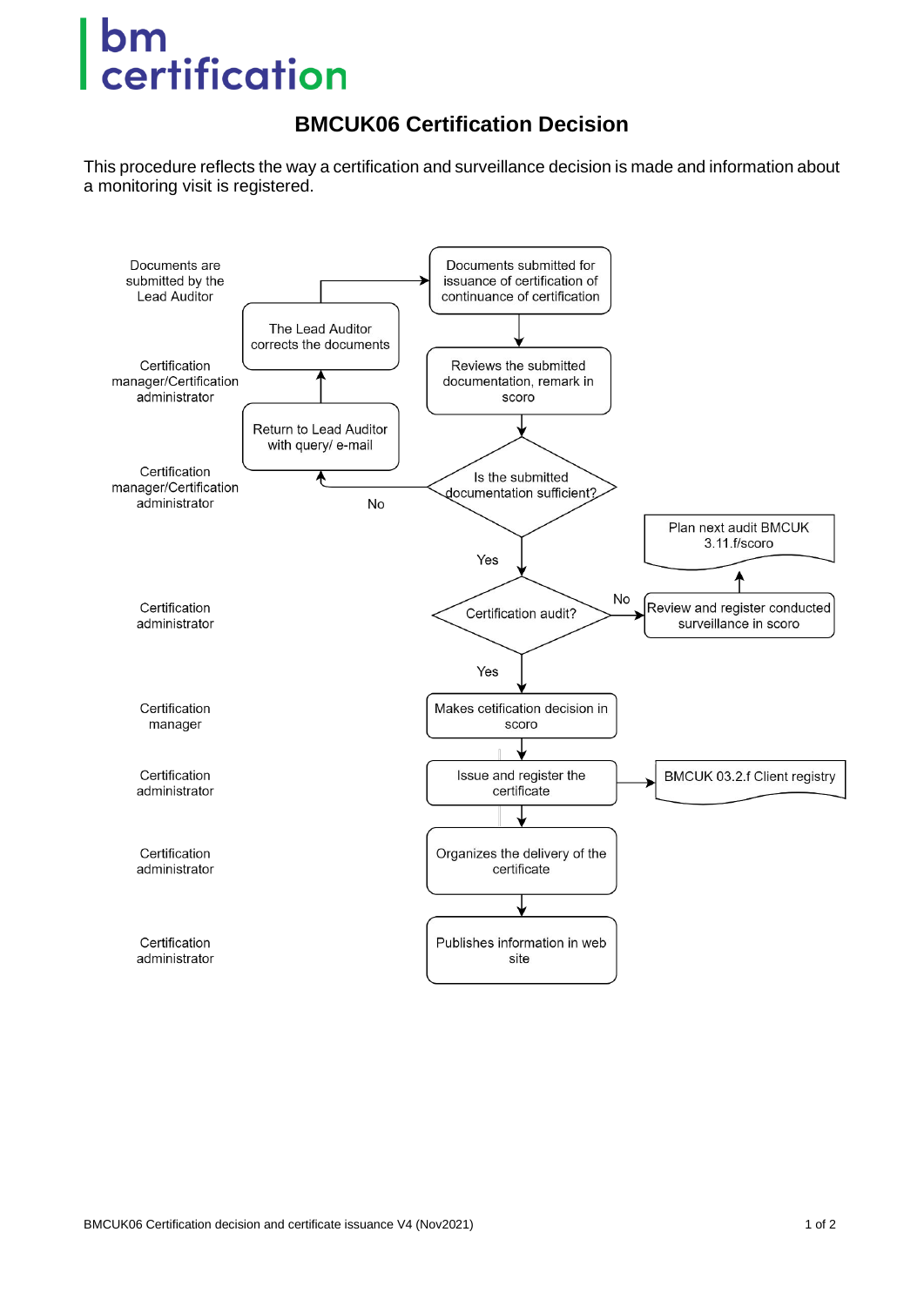bm certification

# BMCUK06 Certification Decision

This procedure reflects the way a certification and surveillance decision is made and information about a monitoring visit is registered.

| Role | Step |
| --- | --- |
| Documents are submitted by the Lead Auditor | Documents submitted for issuance of certification of continuance of certification |
| Certification manager/Certification administrator | Reviews the submitted documentation, remark in scoro |
| Certification manager/Certification administrator | Is the submitted documentation sufficient? No → Return to Lead Auditor with query/ e-mail → The Lead Auditor corrects the documents → Documents submitted for issuance of certification of continuance of certification. Yes → next step |
| Certification administrator | Certification audit? No → Review and register conducted surveillance in scoro → Plan next audit BMCUK 3.11.f/scoro. Yes → next step |
| Certification manager | Makes cetification decision in scoro |
| Certification administrator | Issue and register the certificate → BMCUK 03.2.f Client registry |
| Certification administrator | Organizes the delivery of the certificate |
| Certification administrator | Publishes information in web site |

BMCUK06 Certification decision and certificate issuance V4 (Nov2021)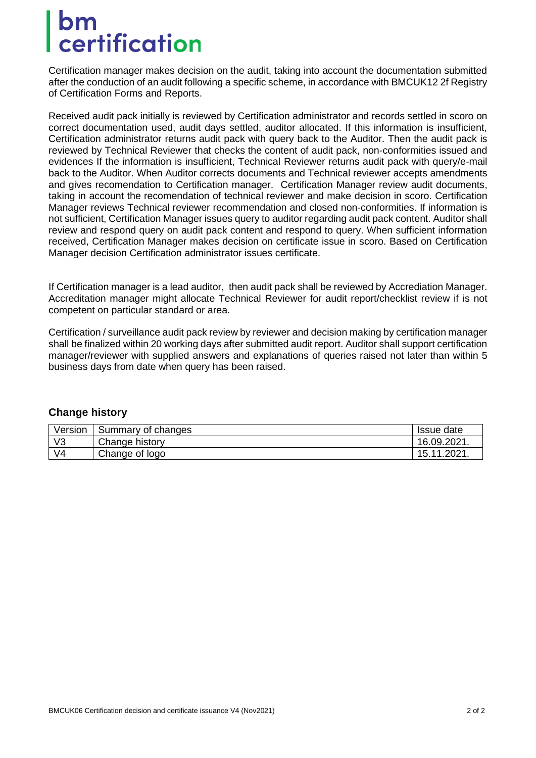Certification manager makes decision on the audit, taking into account the documentation submitted after the conduction of an audit following a specific scheme, in accordance with BMCUK12 2f Registry of Certification Forms and Reports.

Received audit pack initially is reviewed by Certification administrator and records settled in scoro on correct documentation used, audit days settled, auditor allocated. If this information is insufficient, Certification administrator returns audit pack with query back to the Auditor. Then the audit pack is reviewed by Technical Reviewer that checks the content of audit pack, non-conformities issued and evidences If the information is insufficient, Technical Reviewer returns audit pack with query/e-mail back to the Auditor. When Auditor corrects documents and Technical reviewer accepts amendments and gives recomendation to Certification manager. Certification Manager review audit documents, taking in account the recomendation of technical reviewer and make decision in scoro. Certification Manager reviews Technical reviewer recommendation and closed non-conformities. If information is not sufficient, Certification Manager issues query to auditor regarding audit pack content. Auditor shall review and respond query on audit pack content and respond to query. When sufficient information received, Certification Manager makes decision on certificate issue in scoro. Based on Certification Manager decision Certification administrator issues certificate.

If Certification manager is a lead auditor, then audit pack shall be reviewed by Accrediation Manager. Accreditation manager might allocate Technical Reviewer for audit report/checklist review if is not competent on particular standard or area.

Certification / surveillance audit pack review by reviewer and decision making by certification manager shall be finalized within 20 working days after submitted audit report. Auditor shall support certification manager/reviewer with supplied answers and explanations of queries raised not later than within 5 business days from date when query has been raised.

## Change history

| Version | Summary of changes | Issue date |
|---|---|---|
| V3 | Change history | 16.09.2021. |
| V4 | Change of logo | 15.11.2021. |